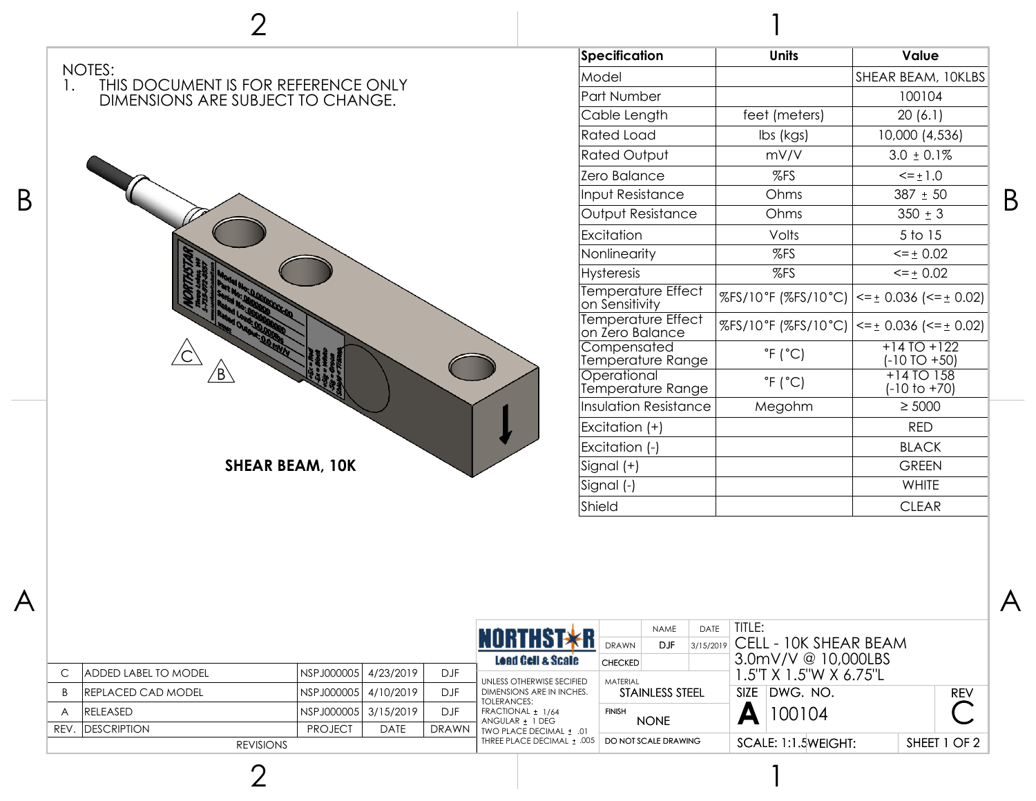NOTES:

1. THIS DOCUMENT IS FOR REFERENCE ONLY DIMENSIONS ARE SUBJECT TO CHANGE.

**SHEAR BEAM, 10K**

| Specification | Units | Value |
|---|---|---|
| Model | | SHEAR BEAM, 10KLBS |
| Part Number | | 100104 |
| Cable Length | feet (meters) | 20 (6.1) |
| Rated Load | lbs (kgs) | 10,000 (4,536) |
| Rated Output | mV/V | 3.0 ± 0.1% |
| Zero Balance | %FS | <= ± 1.0 |
| Input Resistance | Ohms | 387 ± 50 |
| Output Resistance | Ohms | 350 ± 3 |
| Excitation | Volts | 5 to 15 |
| Nonlinearity | %FS | <= ± 0.02 |
| Hysteresis | %FS | <= ± 0.02 |
| Temperature Effect on Sensitivity | %FS/10°F (%FS/10°C) | <= ± 0.036 (<= ± 0.02) |
| Temperature Effect on Zero Balance | %FS/10°F (%FS/10°C) | <= ± 0.036 (<= ± 0.02) |
| Compensated Temperature Range | °F (°C) | +14 TO +122 (-10 TO +50) |
| Operational Temperature Range | °F (°C) | +14 TO 158 (-10 to +70) |
| Insulation Resistance | Megohm | ≥ 5000 |
| Excitation (+) | | RED |
| Excitation (-) | | BLACK |
| Signal (+) | | GREEN |
| Signal (-) | | WHITE |
| Shield | | CLEAR |

| REV. | DESCRIPTION | PROJECT | DATE | DRAWN |
|---|---|---|---|---|
| C | ADDED LABEL TO MODEL | NSPJ000005 | 4/23/2019 | DJF |
| B | REPLACED CAD MODEL | NSPJ000005 | 4/10/2019 | DJF |
| A | RELEASED | NSPJ000005 | 3/15/2019 | DJF |

REVISIONS

NORTHSTAR Load Cell & Scale

UNLESS OTHERWISE SECIFIED DIMENSIONS ARE IN INCHES.
TOLERANCES:
FRACTIONAL ± 1/64
ANGULAR ± 1 DEG
TWO PLACE DECIMAL ± .01
THREE PLACE DECIMAL ± .005

| | NAME | DATE |
|---|---|---|
| DRAWN | DJF | 3/15/2019 |
| CHECKED | | |

MATERIAL: STAINLESS STEEL

FINISH: NONE

DO NOT SCALE DRAWING

TITLE: CELL - 10K SHEAR BEAM 3.0mV/V @ 10,000LBS 1.5"T X 1.5"W X 6.75"L

SIZE: A | DWG. NO.: 100104 | REV: C

SCALE: 1:1.5 | WEIGHT: | SHEET 1 OF 2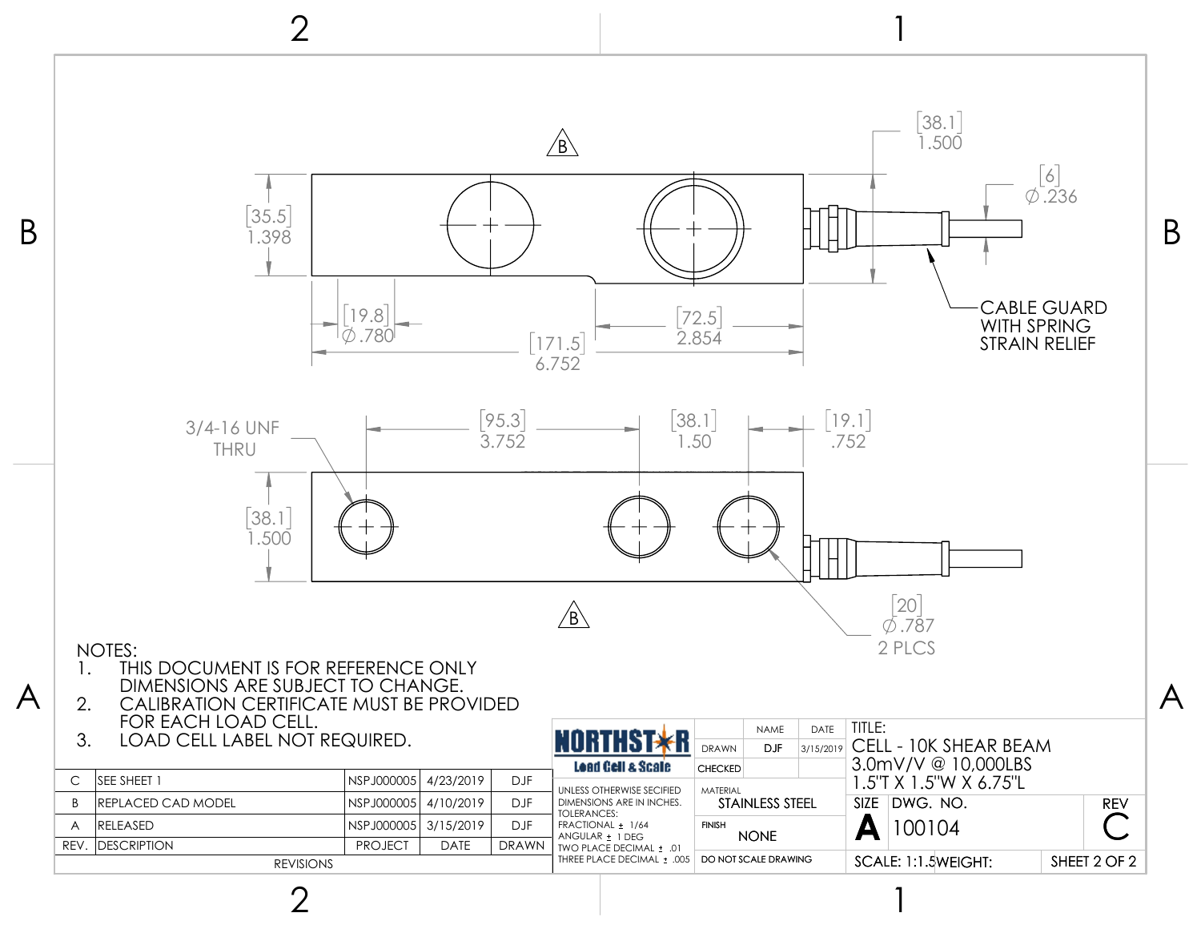[38.1]
1.500

[6]
∅.236

[35.5]
1.398

CABLE GUARD
WITH SPRING
STRAIN RELIEF

[19.8]
∅.780

[72.5]
2.854

[171.5]
6.752

3/4-16 UNF
THRU

[95.3]
3.752

[38.1]
1.50

[19.1]
.752

[38.1]
1.500

[20]
∅.787
2 PLCS

NOTES:
1. THIS DOCUMENT IS FOR REFERENCE ONLY DIMENSIONS ARE SUBJECT TO CHANGE.
2. CALIBRATION CERTIFICATE MUST BE PROVIDED FOR EACH LOAD CELL.
3. LOAD CELL LABEL NOT REQUIRED.

| REV. | DESCRIPTION | PROJECT | DATE | DRAWN |
|---|---|---|---|---|
| C | SEE SHEET 1 | NSPJ000005 | 4/23/2019 | DJF |
| B | REPLACED CAD MODEL | NSPJ000005 | 4/10/2019 | DJF |
| A | RELEASED | NSPJ000005 | 3/15/2019 | DJF |

REVISIONS

NORTHSTAR Load Cell & Scale

| | NAME | DATE |
|---|---|---|
| DRAWN | DJF | 3/15/2019 |
| CHECKED | | |

UNLESS OTHERWISE SECIFIED DIMENSIONS ARE IN INCHES.
TOLERANCES:
FRACTIONAL ± 1/64
ANGULAR ± 1 DEG
TWO PLACE DECIMAL ± .01
THREE PLACE DECIMAL ± .005

MATERIAL: STAINLESS STEEL

FINISH: NONE

DO NOT SCALE DRAWING

TITLE:
CELL - 10K SHEAR BEAM
3.0mV/V @ 10,000LBS
1.5"T X 1.5"W X 6.75"L

SIZE: A
DWG. NO.: 100104
REV: C

SCALE: 1:1.5
WEIGHT:
SHEET 2 OF 2